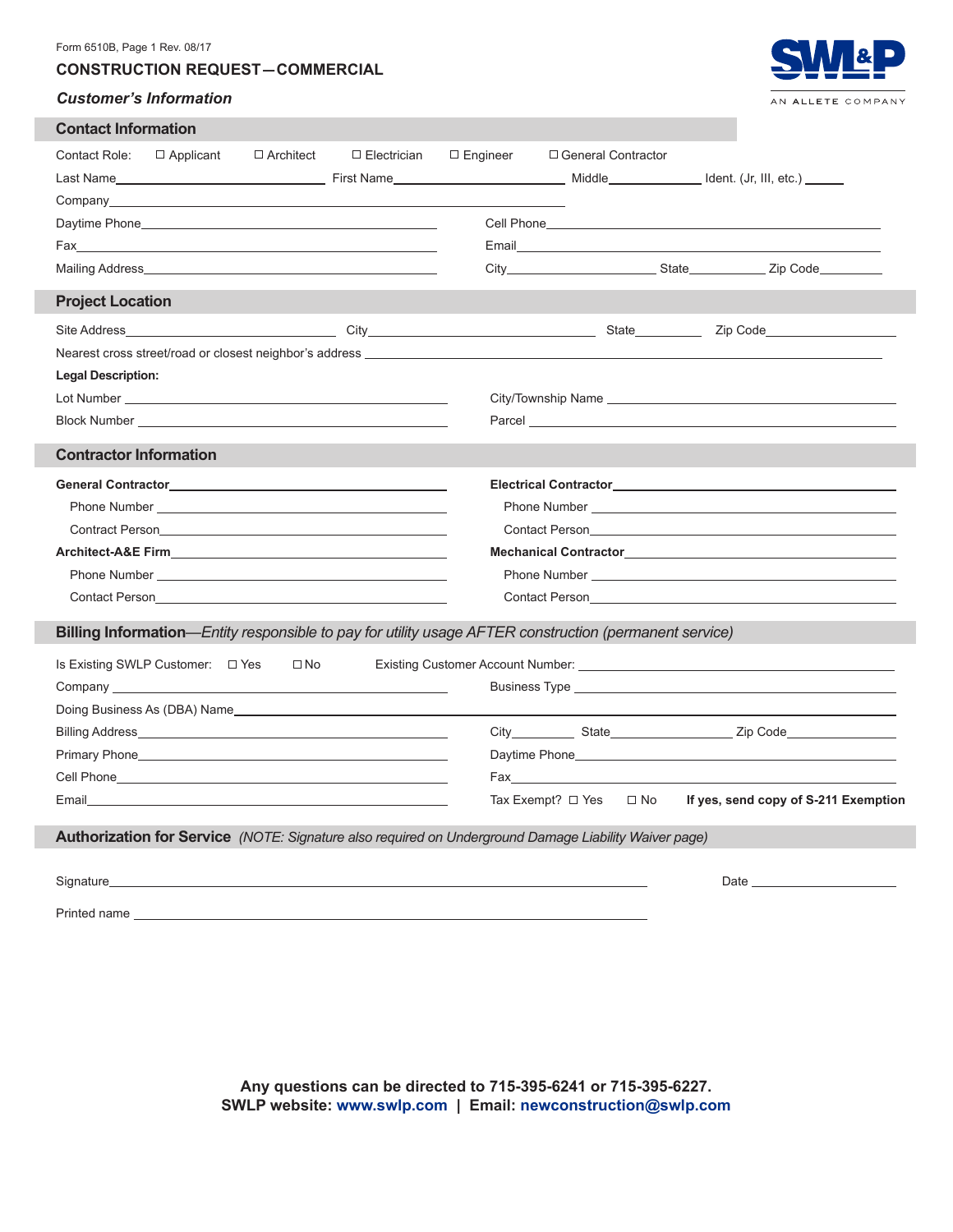Form 6510B, Page 1 Rev. 08/17

# CONSTRUCTION REQUEST—COMMERCIAL

SWL&P AN ALLETE COMPANY

***Customer's Information***

## Contact Information

Contact Role: ☐ Applicant ☐ Architect ☐ Electrician ☐ Engineer ☐ General Contractor

Last Name\_\_\_\_\_\_\_\_\_\_ First Name\_\_\_\_\_\_\_\_\_\_ Middle\_\_\_\_\_\_\_\_\_\_ Ident. (Jr, III, etc.) \_\_\_\_\_

Company\_\_\_\_\_\_\_\_\_\_

Daytime Phone\_\_\_\_\_\_\_\_\_\_ Cell Phone\_\_\_\_\_\_\_\_\_\_

Fax\_\_\_\_\_\_\_\_\_\_ Email\_\_\_\_\_\_\_\_\_\_

Mailing Address\_\_\_\_\_\_\_\_\_\_ City\_\_\_\_\_\_\_\_\_\_ State\_\_\_\_\_\_\_\_\_\_ Zip Code\_\_\_\_\_\_\_\_\_\_

## Project Location

Site Address\_\_\_\_\_\_\_\_\_\_ City\_\_\_\_\_\_\_\_\_\_ State\_\_\_\_\_\_\_\_\_\_ Zip Code\_\_\_\_\_\_\_\_\_\_

Nearest cross street/road or closest neighbor's address \_\_\_\_\_\_\_\_\_\_

**Legal Description:**

Lot Number \_\_\_\_\_\_\_\_\_\_ City/Township Name \_\_\_\_\_\_\_\_\_\_

Block Number \_\_\_\_\_\_\_\_\_\_ Parcel \_\_\_\_\_\_\_\_\_\_

## Contractor Information

**General Contractor**\_\_\_\_\_\_\_\_\_\_
Phone Number \_\_\_\_\_\_\_\_\_\_
Contract Person\_\_\_\_\_\_\_\_\_\_

**Architect-A&E Firm**\_\_\_\_\_\_\_\_\_\_
Phone Number \_\_\_\_\_\_\_\_\_\_
Contact Person\_\_\_\_\_\_\_\_\_\_

**Electrical Contractor**\_\_\_\_\_\_\_\_\_\_
Phone Number \_\_\_\_\_\_\_\_\_\_
Contact Person\_\_\_\_\_\_\_\_\_\_

**Mechanical Contractor**\_\_\_\_\_\_\_\_\_\_
Phone Number \_\_\_\_\_\_\_\_\_\_
Contact Person\_\_\_\_\_\_\_\_\_\_

## Billing Information—*Entity responsible to pay for utility usage AFTER construction (permanent service)*

Is Existing SWLP Customer: ☐ Yes ☐ No Existing Customer Account Number: \_\_\_\_\_\_\_\_\_\_

Company \_\_\_\_\_\_\_\_\_\_ Business Type \_\_\_\_\_\_\_\_\_\_

Doing Business As (DBA) Name\_\_\_\_\_\_\_\_\_\_

Billing Address\_\_\_\_\_\_\_\_\_\_ City\_\_\_\_\_\_\_\_\_\_ State\_\_\_\_\_\_\_\_\_\_ Zip Code\_\_\_\_\_\_\_\_\_\_

Primary Phone\_\_\_\_\_\_\_\_\_\_ Daytime Phone\_\_\_\_\_\_\_\_\_\_

Cell Phone\_\_\_\_\_\_\_\_\_\_ Fax\_\_\_\_\_\_\_\_\_\_

Email\_\_\_\_\_\_\_\_\_\_ Tax Exempt? ☐ Yes ☐ No **If yes, send copy of S-211 Exemption**

## Authorization for Service *(NOTE: Signature also required on Underground Damage Liability Waiver page)*

Signature\_\_\_\_\_\_\_\_\_\_ Date \_\_\_\_\_\_\_\_\_\_

Printed name \_\_\_\_\_\_\_\_\_\_

**Any questions can be directed to 715-395-6241 or 715-395-6227.**
**SWLP website: www.swlp.com | Email: newconstruction@swlp.com**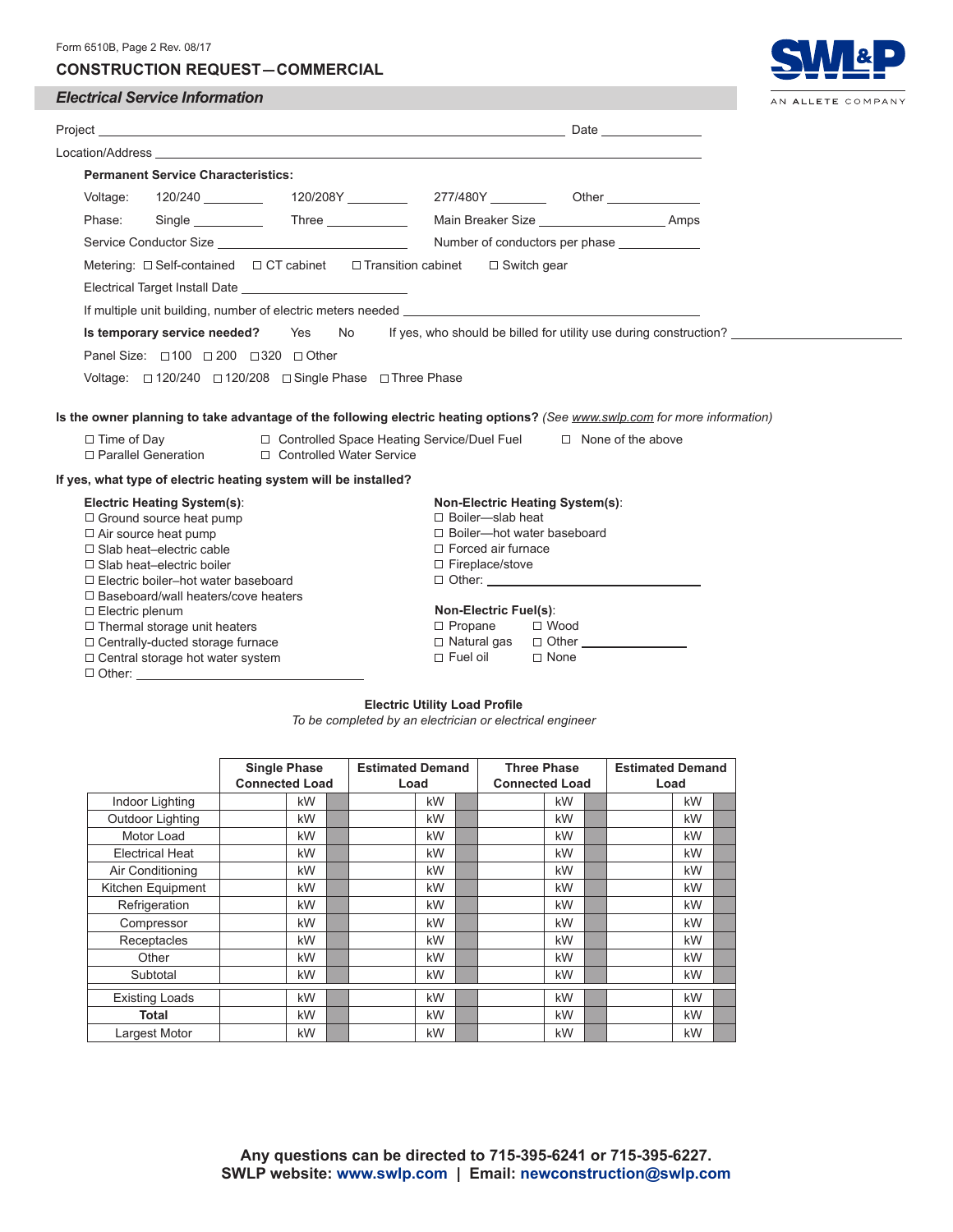Form 6510B, Page 2 Rev. 08/17

## CONSTRUCTION REQUEST—COMMERCIAL

### *Electrical Service Information*

Project ______________________________________________ Date ____________

Location/Address ______________________________________________

**Permanent Service Characteristics:**

Voltage: 120/240 ________ 120/208Y ________ 277/480Y ________ Other ____________

Phase: Single __________ Three ___________ Main Breaker Size _______________ Amps

Service Conductor Size ______________________ Number of conductors per phase ___________

Metering: ☐ Self-contained ☐ CT cabinet ☐ Transition cabinet ☐ Switch gear

Electrical Target Install Date ____________________

If multiple unit building, number of electric meters needed ______________________________

**Is temporary service needed?** Yes No If yes, who should be billed for utility use during construction? ____________________

Panel Size: ☐ 100 ☐ 200 ☐ 320 ☐ Other

Voltage: ☐ 120/240 ☐ 120/208 ☐ Single Phase ☐ Three Phase

**Is the owner planning to take advantage of the following electric heating options?** *(See www.swlp.com for more information)*

☐ Time of Day
☐ Parallel Generation
☐ Controlled Space Heating Service/Duel Fuel
☐ Controlled Water Service
☐ None of the above

**If yes, what type of electric heating system will be installed?**

**Electric Heating System(s)**:
- ☐ Ground source heat pump
- ☐ Air source heat pump
- ☐ Slab heat–electric cable
- ☐ Slab heat–electric boiler
- ☐ Electric boiler–hot water baseboard
- ☐ Baseboard/wall heaters/cove heaters
- ☐ Electric plenum
- ☐ Thermal storage unit heaters
- ☐ Centrally-ducted storage furnace
- ☐ Central storage hot water system
- ☐ Other: ______________________

**Non-Electric Heating System(s)**:
- ☐ Boiler—slab heat
- ☐ Boiler—hot water baseboard
- ☐ Forced air furnace
- ☐ Fireplace/stove
- ☐ Other: ______________________

**Non-Electric Fuel(s)**:
- ☐ Propane
- ☐ Natural gas
- ☐ Fuel oil
- ☐ Wood
- ☐ Other ____________
- ☐ None

**Electric Utility Load Profile**

*To be completed by an electrician or electrical engineer*

| | Single Phase Connected Load | Estimated Demand Load | Three Phase Connected Load | Estimated Demand Load |
|---|---|---|---|---|
| Indoor Lighting | kW | kW | kW | kW |
| Outdoor Lighting | kW | kW | kW | kW |
| Motor Load | kW | kW | kW | kW |
| Electrical Heat | kW | kW | kW | kW |
| Air Conditioning | kW | kW | kW | kW |
| Kitchen Equipment | kW | kW | kW | kW |
| Refrigeration | kW | kW | kW | kW |
| Compressor | kW | kW | kW | kW |
| Receptacles | kW | kW | kW | kW |
| Other | kW | kW | kW | kW |
| Subtotal | kW | kW | kW | kW |
| Existing Loads | kW | kW | kW | kW |
| **Total** | kW | kW | kW | kW |
| Largest Motor | kW | kW | kW | kW |

**Any questions can be directed to 715-395-6241 or 715-395-6227.**
**SWLP website: www.swlp.com | Email: newconstruction@swlp.com**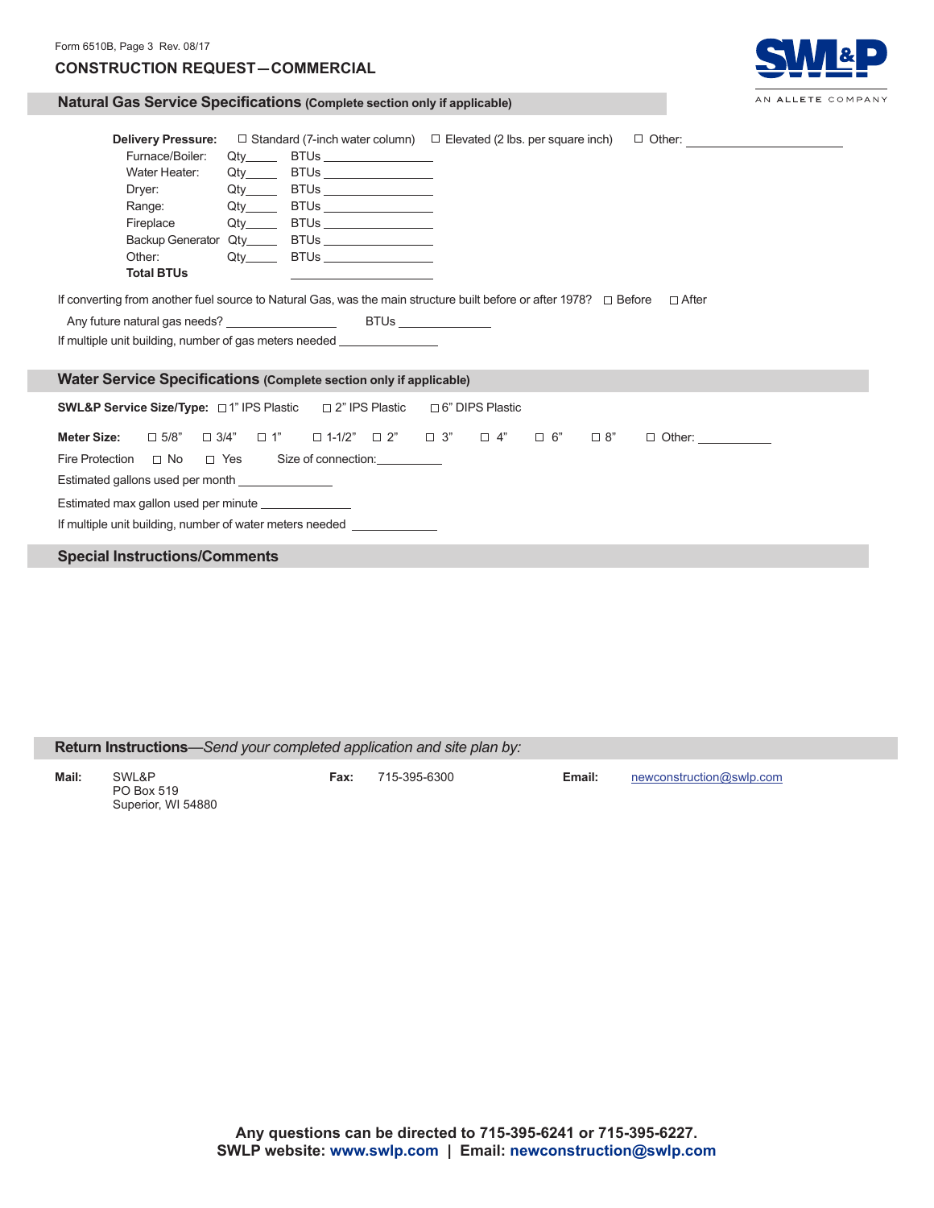Form 6510B, Page 3 Rev. 08/17

**CONSTRUCTION REQUEST—COMMERCIAL**

SWL&P — AN ALLETE COMPANY

## Natural Gas Service Specifications (Complete section only if applicable)

**Delivery Pressure:** ☐ Standard (7-inch water column) ☐ Elevated (2 lbs. per square inch) ☐ Other: ____________________

| | | |
|---|---|---|
| Furnace/Boiler: | Qty_____ | BTUs ______________ |
| Water Heater: | Qty_____ | BTUs ______________ |
| Dryer: | Qty_____ | BTUs ______________ |
| Range: | Qty_____ | BTUs ______________ |
| Fireplace | Qty_____ | BTUs ______________ |
| Backup Generator | Qty_____ | BTUs ______________ |
| Other: | Qty_____ | BTUs ______________ |
| **Total BTUs** | | ______________ |

If converting from another fuel source to Natural Gas, was the main structure built before or after 1978? ☐ Before ☐ After

Any future natural gas needs? ______________ BTUs ______________

If multiple unit building, number of gas meters needed ______________

## Water Service Specifications (Complete section only if applicable)

**SWL&P Service Size/Type:** ☐ 1" IPS Plastic ☐ 2" IPS Plastic ☐ 6" DIPS Plastic

**Meter Size:** ☐ 5/8" ☐ 3/4" ☐ 1" ☐ 1-1/2" ☐ 2" ☐ 3" ☐ 4" ☐ 6" ☐ 8" ☐ Other: __________

Fire Protection ☐ No ☐ Yes Size of connection: __________

Estimated gallons used per month ______________

Estimated max gallon used per minute ______________

If multiple unit building, number of water meters needed ______________

## Special Instructions/Comments

## Return Instructions—*Send your completed application and site plan by:*

**Mail:** SWL&P
PO Box 519
Superior, WI 54880

**Fax:** 715-395-6300

**Email:** newconstruction@swlp.com

**Any questions can be directed to 715-395-6241 or 715-395-6227.**
**SWLP website: www.swlp.com | Email: newconstruction@swlp.com**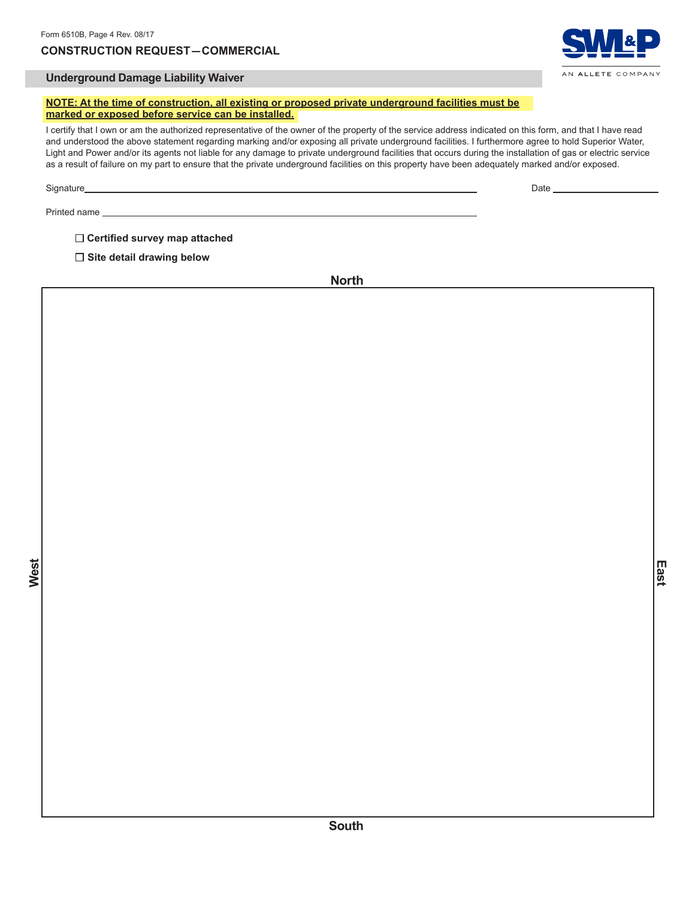Form 6510B, Page 4 Rev. 08/17

# CONSTRUCTION REQUEST—COMMERCIAL

SWL&P

AN ALLETE COMPANY

## Underground Damage Liability Waiver

**NOTE: At the time of construction, all existing or proposed private underground facilities must be marked or exposed before service can be installed.**

I certify that I own or am the authorized representative of the owner of the property of the service address indicated on this form, and that I have read and understood the above statement regarding marking and/or exposing all private underground facilities. I furthermore agree to hold Superior Water, Light and Power and/or its agents not liable for any damage to private underground facilities that occurs during the installation of gas or electric service as a result of failure on my part to ensure that the private underground facilities on this property have been adequately marked and/or exposed.

Signature\_\_\_\_\_\_\_\_\_\_\_\_\_\_\_\_\_\_\_\_\_\_\_\_\_\_\_\_\_\_\_\_\_\_\_\_\_\_\_\_ Date \_\_\_\_\_\_\_\_\_\_\_\_\_\_\_\_

Printed name \_\_\_\_\_\_\_\_\_\_\_\_\_\_\_\_\_\_\_\_\_\_\_\_\_\_\_\_\_\_\_\_\_\_\_\_\_\_\_\_

☐ **Certified survey map attached**

☐ **Site detail drawing below**

**North**

**West**

**East**

**South**